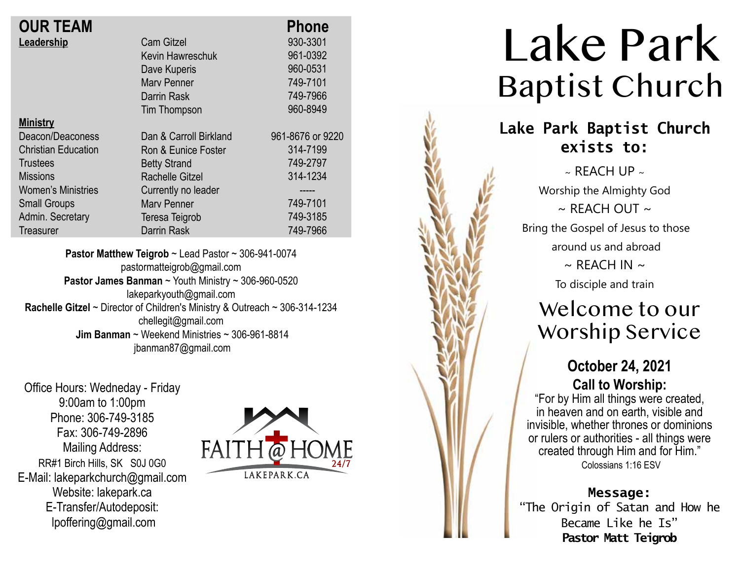## OUR TEAM

| | | Phone |
|---|---|---|
| **Leadership** | Cam Gitzel | 930-3301 |
| | Kevin Hawreschuk | 961-0392 |
| | Dave Kuperis | 960-0531 |
| | Marv Penner | 749-7101 |
| | Darrin Rask | 749-7966 |
| | Tim Thompson | 960-8949 |
| **Ministry** | | |
| Deacon/Deaconess | Dan & Carroll Birkland | 961-8676 or 9220 |
| Christian Education | Ron & Eunice Foster | 314-7199 |
| Trustees | Betty Strand | 749-2797 |
| Missions | Rachelle Gitzel | 314-1234 |
| Women's Ministries | Currently no leader | ----- |
| Small Groups | Marv Penner | 749-7101 |
| Admin. Secretary | Teresa Teigrob | 749-3185 |
| Treasurer | Darrin Rask | 749-7966 |

**Pastor Matthew Teigrob** ~ Lead Pastor ~ 306-941-0074
pastormatteigrob@gmail.com
**Pastor James Banman** ~ Youth Ministry ~ 306-960-0520
lakeparkyouth@gmail.com
**Rachelle Gitzel** ~ Director of Children's Ministry & Outreach ~ 306-314-1234
chellegit@gmail.com
**Jim Banman** ~ Weekend Ministries ~ 306-961-8814
jbanman87@gmail.com

Office Hours: Wedneday - Friday
9:00am to 1:00pm
Phone: 306-749-3185
Fax: 306-749-2896
Mailing Address:
RR#1 Birch Hills, SK S0J 0G0
E-Mail: lakeparkchurch@gmail.com
Website: lakepark.ca
E-Transfer/Autodeposit:
lpoffering@gmail.com

FAITH @ HOME 24/7
LAKEPARK.CA

# Lake Park Baptist Church

## Lake Park Baptist Church exists to:

~ REACH UP ~
Worship the Almighty God
~ REACH OUT ~
Bring the Gospel of Jesus to those around us and abroad
~ REACH IN ~
To disciple and train

## Welcome to our Worship Service

**October 24, 2021**

**Call to Worship:**
"For by Him all things were created, in heaven and on earth, visible and invisible, whether thrones or dominions or rulers or authorities - all things were created through Him and for Him."
Colossians 1:16 ESV

**Message:**
"The Origin of Satan and How he Became Like he Is"
**Pastor Matt Teigrob**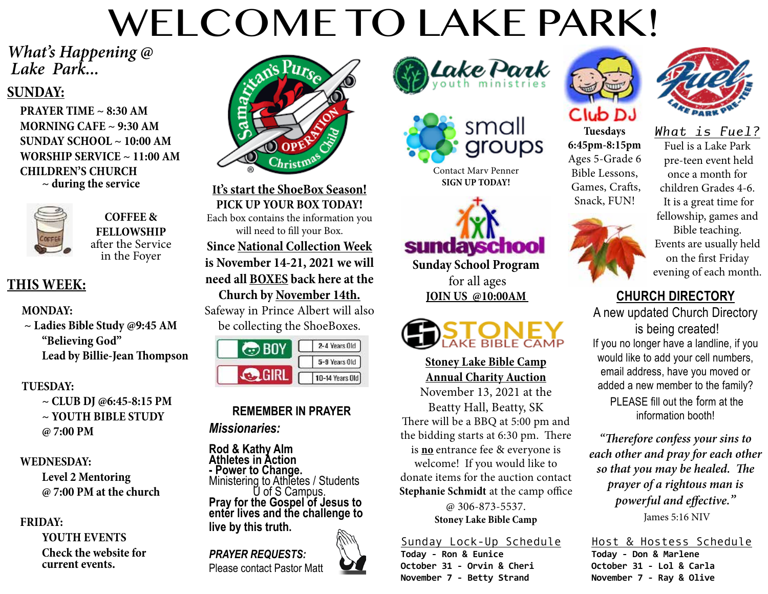# WELCOME TO LAKE PARK!

*What's Happening @ Lake Park...*

## SUNDAY:

PRAYER TIME ~ 8:30 AM
MORNING CAFE ~ 9:30 AM
SUNDAY SCHOOL ~ 10:00 AM
WORSHIP SERVICE ~ 11:00 AM
CHILDREN'S CHURCH
~ during the service

**COFFEE & FELLOWSHIP**
after the Service
in the Foyer

## THIS WEEK:

**MONDAY:**
~ Ladies Bible Study @9:45 AM
"Believing God"
Lead by Billie-Jean Thompson

**TUESDAY:**
~ CLUB DJ @6:45-8:15 PM
~ YOUTH BIBLE STUDY @ 7:00 PM

**WEDNESDAY:**
Level 2 Mentoring
@ 7:00 PM at the church

**FRIDAY:**
YOUTH EVENTS
Check the website for current events.

Samaritan's Purse
OPERATION Christmas Child

**It's start the ShoeBox Season!**
**PICK UP YOUR BOX TODAY!**
Each box contains the information you will need to fill your Box.
**Since National Collection Week is November 14-21, 2021 we will need all BOXES back here at the Church by November 14th.**
Safeway in Prince Albert will also be collecting the ShoeBoxes.

| | |
|---|---|
| BOY | 2-4 Years Old |
| | 5-9 Years Old |
| GIRL | 10-14 Years Old |

**REMEMBER IN PRAYER**

***Missionaries:***

**Rod & Kathy Alm**
**Athletes in Action**
**- Power to Change.**
Ministering to Athletes / Students U of S Campus.
**Pray for the Gospel of Jesus to enter lives and the challenge to live by this truth.**

***PRAYER REQUESTS:***
Please contact Pastor Matt

Lake Park youth ministries

small groups
Contact Marv Penner
**SIGN UP TODAY!**

sundayschool
**Sunday School Program**
for all ages
**JOIN US @10:00AM**

STONEY LAKE BIBLE CAMP

**Stoney Lake Bible Camp Annual Charity Auction**
November 13, 2021 at the Beatty Hall, Beatty, SK
There will be a BBQ at 5:00 pm and the bidding starts at 6:30 pm. There is **no** entrance fee & everyone is welcome! If you would like to donate items for the auction contact **Stephanie Schmidt** at the camp office @ 306-873-5537.
**Stoney Lake Bible Camp**

Club DJ
**Tuesdays**
**6:45pm-8:15pm**
Ages 5-Grade 6
Bible Lessons, Games, Crafts, Snack, FUN!

Fuel
LAKE PARK PRE-TEEN

***What is Fuel?***
Fuel is a Lake Park pre-teen event held once a month for children Grades 4-6. It is a great time for fellowship, games and Bible teaching. Events are usually held on the first Friday evening of each month.

**CHURCH DIRECTORY**
A new updated Church Directory is being created!
If you no longer have a landline, if you would like to add your cell numbers, email address, have you moved or added a new member to the family?
PLEASE fill out the form at the information booth!

*"Therefore confess your sins to each other and pray for each other so that you may be healed. The prayer of a rightous man is powerful and effective."*
James 5:16 NIV

**Sunday Lock-Up Schedule**
Today - Ron & Eunice
October 31 - Orvin & Cheri
November 7 - Betty Strand

**Host & Hostess Schedule**
Today - Don & Marlene
October 31 - Lol & Carla
November 7 - Ray & Olive